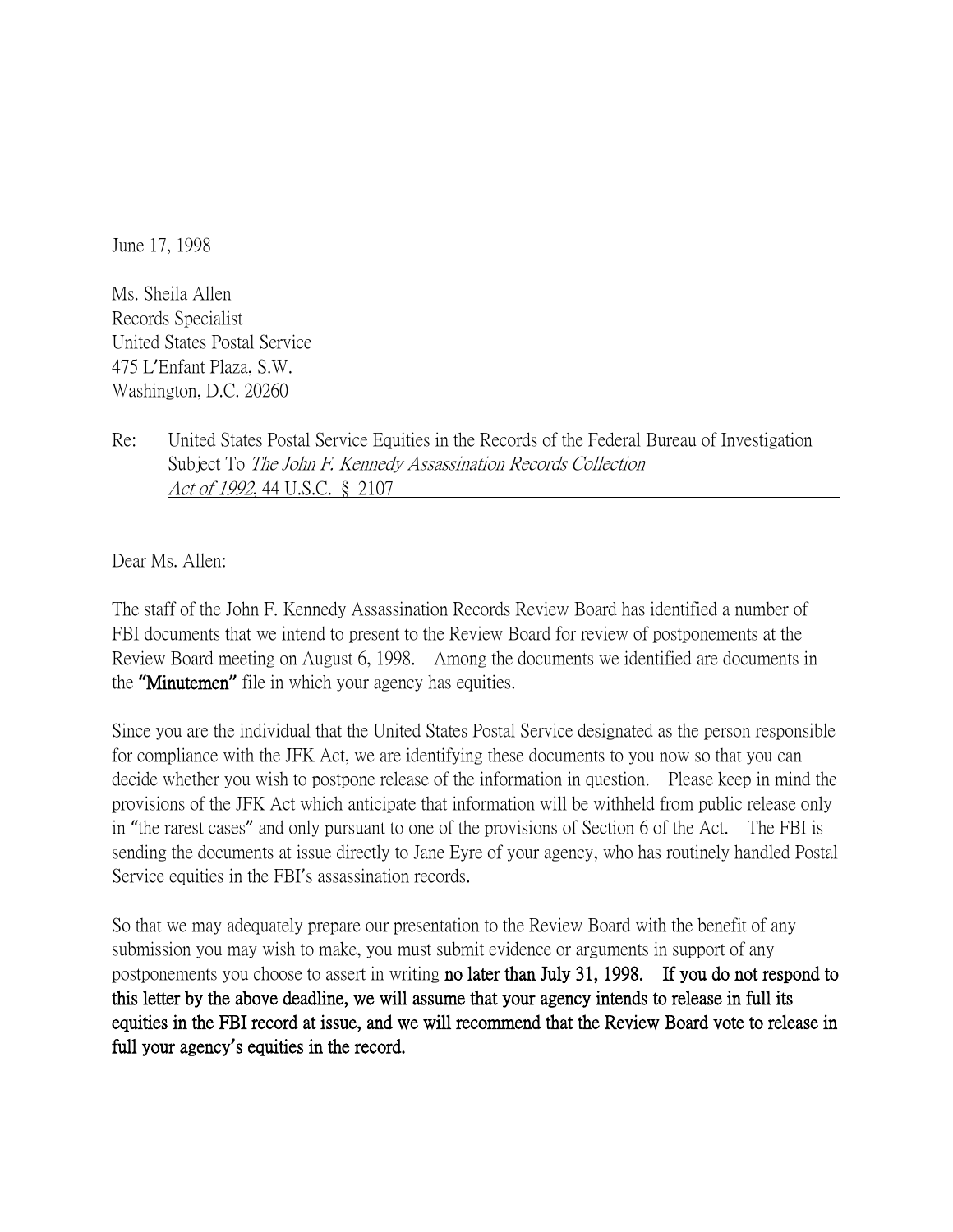June 17, 1998

Ms. Sheila Allen
Records Specialist
United States Postal Service
475 L'Enfant Plaza, S.W.
Washington, D.C. 20260

Re: United States Postal Service Equities in the Records of the Federal Bureau of Investigation Subject To *The John F. Kennedy Assassination Records Collection Act of 1992*, 44 U.S.C. § 2107

Dear Ms. Allen:

The staff of the John F. Kennedy Assassination Records Review Board has identified a number of FBI documents that we intend to present to the Review Board for review of postponements at the Review Board meeting on August 6, 1998. Among the documents we identified are documents in the **"Minutemen"** file in which your agency has equities.

Since you are the individual that the United States Postal Service designated as the person responsible for compliance with the JFK Act, we are identifying these documents to you now so that you can decide whether you wish to postpone release of the information in question. Please keep in mind the provisions of the JFK Act which anticipate that information will be withheld from public release only in "the rarest cases" and only pursuant to one of the provisions of Section 6 of the Act. The FBI is sending the documents at issue directly to Jane Eyre of your agency, who has routinely handled Postal Service equities in the FBI's assassination records.

So that we may adequately prepare our presentation to the Review Board with the benefit of any submission you may wish to make, you must submit evidence or arguments in support of any postponements you choose to assert in writing **no later than July 31, 1998. If you do not respond to this letter by the above deadline, we will assume that your agency intends to release in full its equities in the FBI record at issue, and we will recommend that the Review Board vote to release in full your agency's equities in the record.**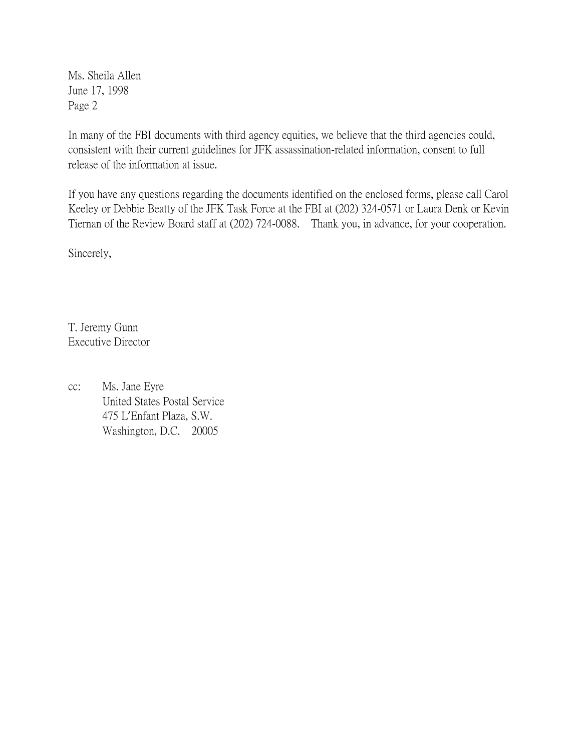In many of the FBI documents with third agency equities, we believe that the third agencies could, consistent with their current guidelines for JFK assassination-related information, consent to full release of the information at issue.

If you have any questions regarding the documents identified on the enclosed forms, please call Carol Keeley or Debbie Beatty of the JFK Task Force at the FBI at (202) 324-0571 or Laura Denk or Kevin Tiernan of the Review Board staff at (202) 724-0088. Thank you, in advance, for your cooperation.

Sincerely,

T. Jeremy Gunn
Executive Director

cc: Ms. Jane Eyre
United States Postal Service
475 L'Enfant Plaza, S.W.
Washington, D.C. 20005